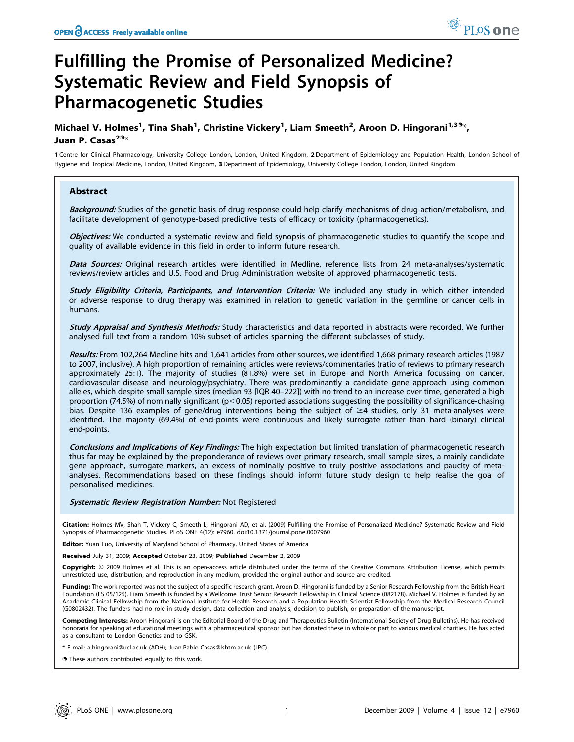# Fulfilling the Promise of Personalized Medicine? Systematic Review and Field Synopsis of Pharmacogenetic Studies

**Michael V. Holmes[1], Tina Shah[1], Christine Vickery[1], Liam Smeeth[2], Aroon D. Hingorani[1,3]\*, Juan P. Casas[2]\***

1 Centre for Clinical Pharmacology, University College London, London, United Kingdom, 2 Department of Epidemiology and Population Health, London School of Hygiene and Tropical Medicine, London, United Kingdom, 3 Department of Epidemiology, University College London, London, United Kingdom

## Abstract

***Background:*** Studies of the genetic basis of drug response could help clarify mechanisms of drug action/metabolism, and facilitate development of genotype-based predictive tests of efficacy or toxicity (pharmacogenetics).

***Objectives:*** We conducted a systematic review and field synopsis of pharmacogenetic studies to quantify the scope and quality of available evidence in this field in order to inform future research.

***Data Sources:*** Original research articles were identified in Medline, reference lists from 24 meta-analyses/systematic reviews/review articles and U.S. Food and Drug Administration website of approved pharmacogenetic tests.

***Study Eligibility Criteria, Participants, and Intervention Criteria:*** We included any study in which either intended or adverse response to drug therapy was examined in relation to genetic variation in the germline or cancer cells in humans.

***Study Appraisal and Synthesis Methods:*** Study characteristics and data reported in abstracts were recorded. We further analysed full text from a random 10% subset of articles spanning the different subclasses of study.

***Results:*** From 102,264 Medline hits and 1,641 articles from other sources, we identified 1,668 primary research articles (1987 to 2007, inclusive). A high proportion of remaining articles were reviews/commentaries (ratio of reviews to primary research approximately 25:1). The majority of studies (81.8%) were set in Europe and North America focussing on cancer, cardiovascular disease and neurology/psychiatry. There was predominantly a candidate gene approach using common alleles, which despite small sample sizes (median 93 [IQR 40–222]) with no trend to an increase over time, generated a high proportion (74.5%) of nominally significant ($p<0.05$) reported associations suggesting the possibility of significance-chasing bias. Despite 136 examples of gene/drug interventions being the subject of $\geq$4 studies, only 31 meta-analyses were identified. The majority (69.4%) of end-points were continuous and likely surrogate rather than hard (binary) clinical end-points.

***Conclusions and Implications of Key Findings:*** The high expectation but limited translation of pharmacogenetic research thus far may be explained by the preponderance of reviews over primary research, small sample sizes, a mainly candidate gene approach, surrogate markers, an excess of nominally positive to truly positive associations and paucity of meta-analyses. Recommendations based on these findings should inform future study design to help realise the goal of personalised medicines.

***Systematic Review Registration Number:*** Not Registered

**Citation:** Holmes MV, Shah T, Vickery C, Smeeth L, Hingorani AD, et al. (2009) Fulfilling the Promise of Personalized Medicine? Systematic Review and Field Synopsis of Pharmacogenetic Studies. PLoS ONE 4(12): e7960. doi:10.1371/journal.pone.0007960

**Editor:** Yuan Luo, University of Maryland School of Pharmacy, United States of America

**Received** July 31, 2009; **Accepted** October 23, 2009; **Published** December 2, 2009

**Copyright:** © 2009 Holmes et al. This is an open-access article distributed under the terms of the Creative Commons Attribution License, which permits unrestricted use, distribution, and reproduction in any medium, provided the original author and source are credited.

**Funding:** The work reported was not the subject of a specific research grant. Aroon D. Hingorani is funded by a Senior Research Fellowship from the British Heart Foundation (FS 05/125). Liam Smeeth is funded by a Wellcome Trust Senior Research Fellowship in Clinical Science (082178). Michael V. Holmes is funded by an Academic Clinical Fellowship from the National Institute for Health Research and a Population Health Scientist Fellowship from the Medical Research Council (G0802432). The funders had no role in study design, data collection and analysis, decision to publish, or preparation of the manuscript.

**Competing Interests:** Aroon Hingorani is on the Editorial Board of the Drug and Therapeutics Bulletin (International Society of Drug Bulletins). He has received honoraria for speaking at educational meetings with a pharmaceutical sponsor but has donated these in whole or part to various medical charities. He has acted as a consultant to London Genetics and to GSK.

\* E-mail: a.hingorani@ucl.ac.uk (ADH); Juan.Pablo-Casas@lshtm.ac.uk (JPC)

These authors contributed equally to this work.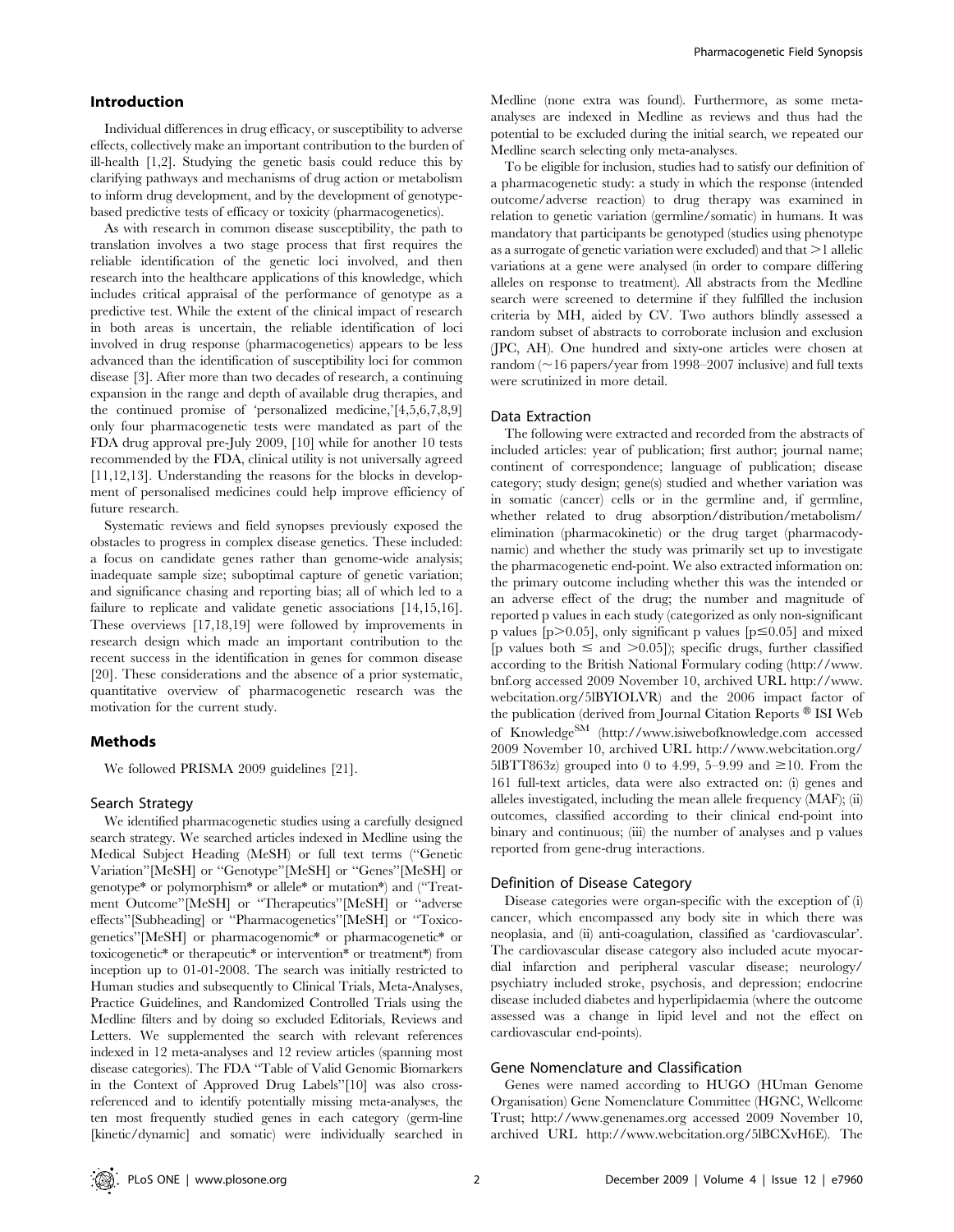## Introduction

Individual differences in drug efficacy, or susceptibility to adverse effects, collectively make an important contribution to the burden of ill-health [1,2]. Studying the genetic basis could reduce this by clarifying pathways and mechanisms of drug action or metabolism to inform drug development, and by the development of genotype-based predictive tests of efficacy or toxicity (pharmacogenetics).

As with research in common disease susceptibility, the path to translation involves a two stage process that first requires the reliable identification of the genetic loci involved, and then research into the healthcare applications of this knowledge, which includes critical appraisal of the performance of genotype as a predictive test. While the extent of the clinical impact of research in both areas is uncertain, the reliable identification of loci involved in drug response (pharmacogenetics) appears to be less advanced than the identification of susceptibility loci for common disease [3]. After more than two decades of research, a continuing expansion in the range and depth of available drug therapies, and the continued promise of 'personalized medicine,'[4,5,6,7,8,9] only four pharmacogenetic tests were mandated as part of the FDA drug approval pre-July 2009, [10] while for another 10 tests recommended by the FDA, clinical utility is not universally agreed [11,12,13]. Understanding the reasons for the blocks in development of personalised medicines could help improve efficiency of future research.

Systematic reviews and field synopses previously exposed the obstacles to progress in complex disease genetics. These included: a focus on candidate genes rather than genome-wide analysis; inadequate sample size; suboptimal capture of genetic variation; and significance chasing and reporting bias; all of which led to a failure to replicate and validate genetic associations [14,15,16]. These overviews [17,18,19] were followed by improvements in research design which made an important contribution to the recent success in the identification in genes for common disease [20]. These considerations and the absence of a prior systematic, quantitative overview of pharmacogenetic research was the motivation for the current study.

## Methods

We followed PRISMA 2009 guidelines [21].

### Search Strategy

We identified pharmacogenetic studies using a carefully designed search strategy. We searched articles indexed in Medline using the Medical Subject Heading (MeSH) or full text terms ("Genetic Variation"[MeSH] or "Genotype"[MeSH] or "Genes"[MeSH] or genotype* or polymorphism* or allele* or mutation*) and ("Treatment Outcome"[MeSH] or "Therapeutics"[MeSH] or "adverse effects"[Subheading] or "Pharmacogenetics"[MeSH] or "Toxicogenetics"[MeSH] or pharmacogenomic* or pharmacogenetic* or toxicogenetic* or therapeutic* or intervention* or treatment*) from inception up to 01-01-2008. The search was initially restricted to Human studies and subsequently to Clinical Trials, Meta-Analyses, Practice Guidelines, and Randomized Controlled Trials using the Medline filters and by doing so excluded Editorials, Reviews and Letters. We supplemented the search with relevant references indexed in 12 meta-analyses and 12 review articles (spanning most disease categories). The FDA "Table of Valid Genomic Biomarkers in the Context of Approved Drug Labels"[10] was also cross-referenced and to identify potentially missing meta-analyses, the ten most frequently studied genes in each category (germ-line [kinetic/dynamic] and somatic) were individually searched in Medline (none extra was found). Furthermore, as some meta-analyses are indexed in Medline as reviews and thus had the potential to be excluded during the initial search, we repeated our Medline search selecting only meta-analyses.

To be eligible for inclusion, studies had to satisfy our definition of a pharmacogenetic study: a study in which the response (intended outcome/adverse reaction) to drug therapy was examined in relation to genetic variation (germline/somatic) in humans. It was mandatory that participants be genotyped (studies using phenotype as a surrogate of genetic variation were excluded) and that >1 allelic variations at a gene were analysed (in order to compare differing alleles on response to treatment). All abstracts from the Medline search were screened to determine if they fulfilled the inclusion criteria by MH, aided by CV. Two authors blindly assessed a random subset of abstracts to corroborate inclusion and exclusion (JPC, AH). One hundred and sixty-one articles were chosen at random (~16 papers/year from 1998–2007 inclusive) and full texts were scrutinized in more detail.

### Data Extraction

The following were extracted and recorded from the abstracts of included articles: year of publication; first author; journal name; continent of correspondence; language of publication; disease category; study design; gene(s) studied and whether variation was in somatic (cancer) cells or in the germline and, if germline, whether related to drug absorption/distribution/metabolism/elimination (pharmacokinetic) or the drug target (pharmacodynamic) and whether the study was primarily set up to investigate the pharmacogenetic end-point. We also extracted information on: the primary outcome including whether this was the intended or an adverse effect of the drug; the number and magnitude of reported p values in each study (categorized as only non-significant p values [$p>0.05$], only significant p values [$p\leq0.05$] and mixed [p values both $\leq$ and $>0.05$]); specific drugs, further classified according to the British National Formulary coding (http://www.bnf.org accessed 2009 November 10, archived URL http://www.webcitation.org/5lBYIOLVR) and the 2006 impact factor of the publication (derived from Journal Citation Reports ® ISI Web of Knowledge[SM] (http://www.isiwebofknowledge.com accessed 2009 November 10, archived URL http://www.webcitation.org/5lBTT863z) grouped into 0 to 4.99, 5–9.99 and $\geq$10. From the 161 full-text articles, data were also extracted on: (i) genes and alleles investigated, including the mean allele frequency (MAF); (ii) outcomes, classified according to their clinical end-point into binary and continuous; (iii) the number of analyses and p values reported from gene-drug interactions.

### Definition of Disease Category

Disease categories were organ-specific with the exception of (i) cancer, which encompassed any body site in which there was neoplasia, and (ii) anti-coagulation, classified as 'cardiovascular'. The cardiovascular disease category also included acute myocardial infarction and peripheral vascular disease; neurology/psychiatry included stroke, psychosis, and depression; endocrine disease included diabetes and hyperlipidaemia (where the outcome assessed was a change in lipid level and not the effect on cardiovascular end-points).

### Gene Nomenclature and Classification

Genes were named according to HUGO (HUman Genome Organisation) Gene Nomenclature Committee (HGNC, Wellcome Trust; http://www.genenames.org accessed 2009 November 10, archived URL http://www.webcitation.org/5lBCXvH6E). The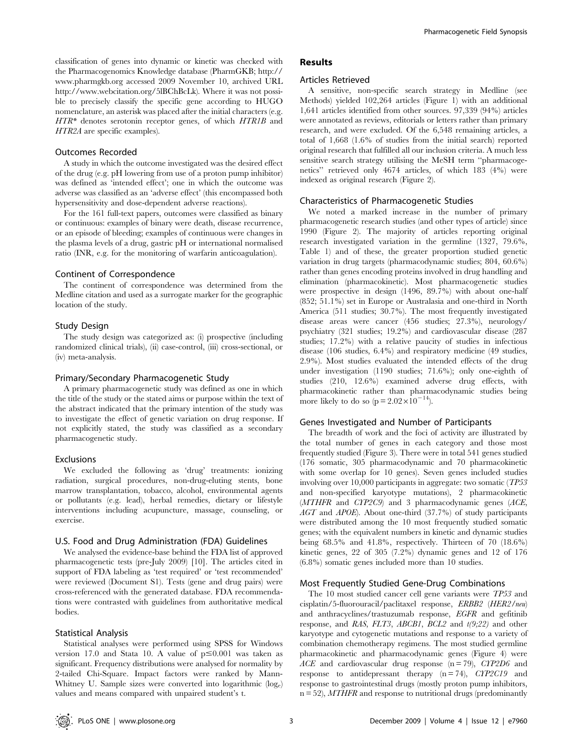classification of genes into dynamic or kinetic was checked with the Pharmacogenomics Knowledge database (PharmGKB; http://www.pharmgkb.org accessed 2009 November 10, archived URL http://www.webcitation.org/5lBChBcLk). Where it was not possible to precisely classify the specific gene according to HUGO nomenclature, an asterisk was placed after the initial characters (e.g. *HTR\** denotes serotonin receptor genes, of which *HTR1B* and *HTR2A* are specific examples).

### Outcomes Recorded

A study in which the outcome investigated was the desired effect of the drug (e.g. pH lowering from use of a proton pump inhibitor) was defined as 'intended effect'; one in which the outcome was adverse was classified as an 'adverse effect' (this encompassed both hypersensitivity and dose-dependent adverse reactions).

For the 161 full-text papers, outcomes were classified as binary or continuous: examples of binary were death, disease recurrence, or an episode of bleeding; examples of continuous were changes in the plasma levels of a drug, gastric pH or international normalised ratio (INR, e.g. for the monitoring of warfarin anticoagulation).

### Continent of Correspondence

The continent of correspondence was determined from the Medline citation and used as a surrogate marker for the geographic location of the study.

### Study Design

The study design was categorized as: (i) prospective (including randomized clinical trials), (ii) case-control, (iii) cross-sectional, or (iv) meta-analysis.

### Primary/Secondary Pharmacogenetic Study

A primary pharmacogenetic study was defined as one in which the title of the study or the stated aims or purpose within the text of the abstract indicated that the primary intention of the study was to investigate the effect of genetic variation on drug response. If not explicitly stated, the study was classified as a secondary pharmacogenetic study.

### Exclusions

We excluded the following as 'drug' treatments: ionizing radiation, surgical procedures, non-drug-eluting stents, bone marrow transplantation, tobacco, alcohol, environmental agents or pollutants (e.g. lead), herbal remedies, dietary or lifestyle interventions including acupuncture, massage, counseling, or exercise.

### U.S. Food and Drug Administration (FDA) Guidelines

We analysed the evidence-base behind the FDA list of approved pharmacogenetic tests (pre-July 2009) [10]. The articles cited in support of FDA labeling as 'test required' or 'test recommended' were reviewed (Document S1). Tests (gene and drug pairs) were cross-referenced with the generated database. FDA recommendations were contrasted with guidelines from authoritative medical bodies.

### Statistical Analysis

Statistical analyses were performed using SPSS for Windows version 17.0 and Stata 10. A value of $p \leq 0.001$ was taken as significant. Frequency distributions were analysed for normality by 2-tailed Chi-Square. Impact factors were ranked by Mann-Whitney U. Sample sizes were converted into logarithmic ($\log_e$) values and means compared with unpaired student's t.

## Results

### Articles Retrieved

A sensitive, non-specific search strategy in Medline (see Methods) yielded 102,264 articles (Figure 1) with an additional 1,641 articles identified from other sources. 97,339 (94%) articles were annotated as reviews, editorials or letters rather than primary research, and were excluded. Of the 6,548 remaining articles, a total of 1,668 (1.6% of studies from the initial search) reported original research that fulfilled all our inclusion criteria. A much less sensitive search strategy utilising the MeSH term "pharmacogenetics" retrieved only 4674 articles, of which 183 (4%) were indexed as original research (Figure 2).

### Characteristics of Pharmacogenetic Studies

We noted a marked increase in the number of primary pharmacogenetic research studies (and other types of article) since 1990 (Figure 2). The majority of articles reporting original research investigated variation in the germline (1327, 79.6%, Table 1) and of these, the greater proportion studied genetic variation in drug targets (pharmacodynamic studies; 804, 60.6%) rather than genes encoding proteins involved in drug handling and elimination (pharmacokinetic). Most pharmacogenetic studies were prospective in design (1496, 89.7%) with about one-half (852; 51.1%) set in Europe or Australasia and one-third in North America (511 studies; 30.7%). The most frequently investigated disease areas were cancer (456 studies; 27.3%), neurology/psychiatry (321 studies; 19.2%) and cardiovascular disease (287 studies; 17.2%) with a relative paucity of studies in infectious disease (106 studies, 6.4%) and respiratory medicine (49 studies, 2.9%). Most studies evaluated the intended effects of the drug under investigation (1190 studies; 71.6%); only one-eighth of studies (210, 12.6%) examined adverse drug effects, with pharmacokinetic rather than pharmacodynamic studies being more likely to do so ($p = 2.02 \times 10^{-14}$).

### Genes Investigated and Number of Participants

The breadth of work and the foci of activity are illustrated by the total number of genes in each category and those most frequently studied (Figure 3). There were in total 541 genes studied (176 somatic, 305 pharmacodynamic and 70 pharmacokinetic with some overlap for 10 genes). Seven genes included studies involving over 10,000 participants in aggregate: two somatic (*TP53* and non-specified karyotype mutations), 2 pharmacokinetic (*MTHFR* and *CYP2C9*) and 3 pharmacodynamic genes (*ACE*, *AGT* and *APOE*). About one-third (37.7%) of study participants were distributed among the 10 most frequently studied somatic genes; with the equivalent numbers in kinetic and dynamic studies being 68.5% and 41.8%, respectively. Thirteen of 70 (18.6%) kinetic genes, 22 of 305 (7.2%) dynamic genes and 12 of 176 (6.8%) somatic genes included more than 10 studies.

### Most Frequently Studied Gene-Drug Combinations

The 10 most studied cancer cell gene variants were *TP53* and cisplatin/5-fluorouracil/paclitaxel response, *ERBB2* (*HER2/neu*) and anthracyclines/trastuzumab response, *EGFR* and gefitinib response, and *RAS*, *FLT3*, *ABCB1*, *BCL2* and *t(9;22)* and other karyotype and cytogenetic mutations and response to a variety of combination chemotherapy regimens. The most studied germline pharmacokinetic and pharmacodynamic genes (Figure 4) were *ACE* and cardiovascular drug response (n = 79), *CYP2D6* and response to antidepressant therapy (n = 74), *CYP2C19* and response to gastrointestinal drugs (mostly proton pump inhibitors, n = 52), *MTHFR* and response to nutritional drugs (predominantly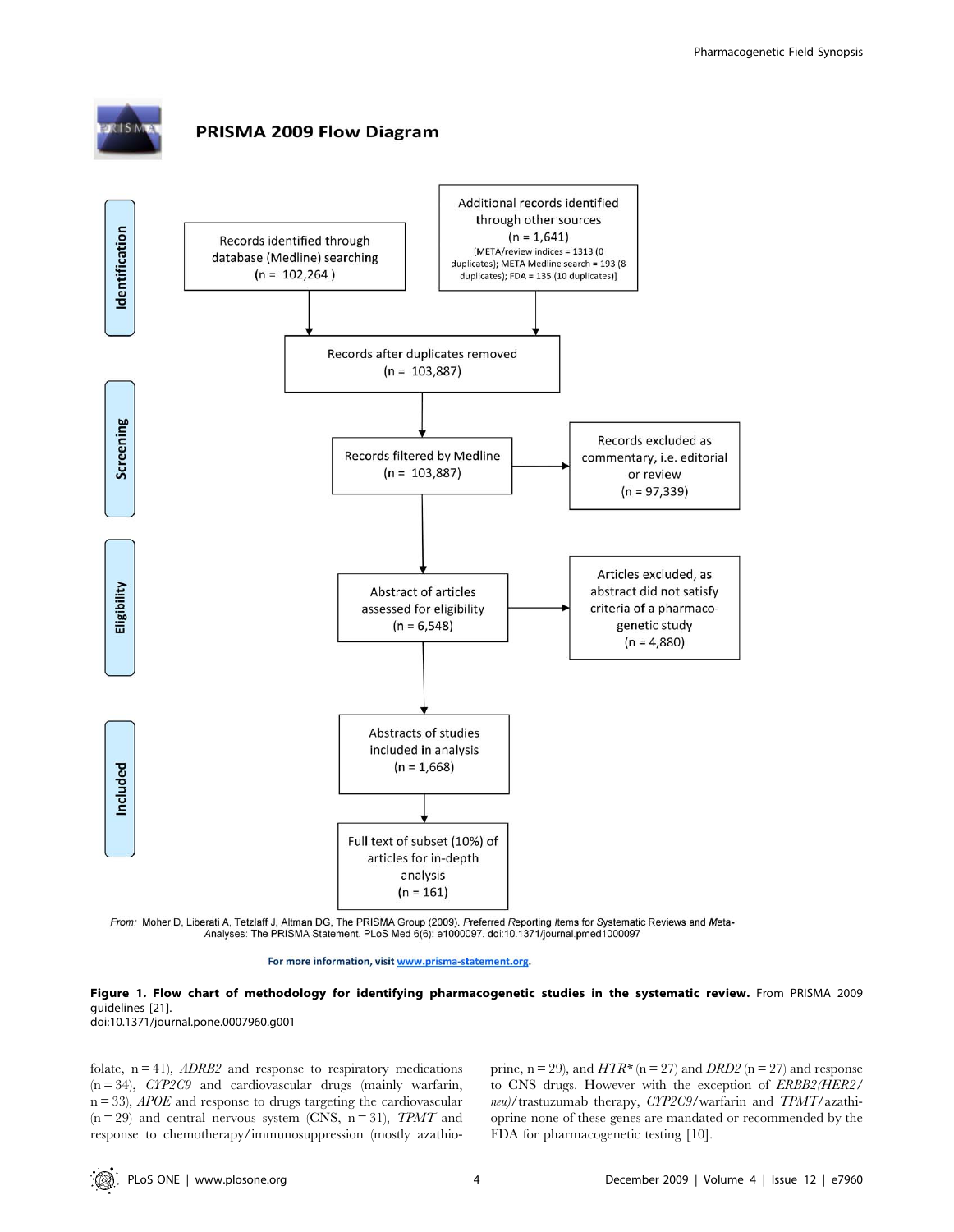**PRISMA 2009 Flow Diagram**

**Identification**

Records identified through database (Medline) searching (n = 102,264)

Additional records identified through other sources (n = 1,641) [META/review indices = 1313 (0 duplicates); META Medline search = 193 (8 duplicates); FDA = 135 (10 duplicates)]

Records after duplicates removed (n = 103,887)

**Screening**

Records filtered by Medline (n = 103,887)

Records excluded as commentary, i.e. editorial or review (n = 97,339)

**Eligibility**

Abstract of articles assessed for eligibility (n = 6,548)

Articles excluded, as abstract did not satisfy criteria of a pharmaco-genetic study (n = 4,880)

**Included**

Abstracts of studies included in analysis (n = 1,668)

Full text of subset (10%) of articles for in-depth analysis (n = 161)

From: Moher D, Liberati A, Tetzlaff J, Altman DG, The PRISMA Group (2009). *Preferred Reporting Items for Systematic Reviews and Meta-Analyses*: The PRISMA Statement. PLoS Med 6(6): e1000097. doi:10.1371/journal.pmed1000097

For more information, visit www.prisma-statement.org.

**Figure 1. Flow chart of methodology for identifying pharmacogenetic studies in the systematic review.** From PRISMA 2009 guidelines [21].
doi:10.1371/journal.pone.0007960.g001

folate, n = 41), *ADRB2* and response to respiratory medications (n = 34), *CYP2C9* and cardiovascular drugs (mainly warfarin, n = 33), *APOE* and response to drugs targeting the cardiovascular (n = 29) and central nervous system (CNS, n = 31), *TPMT* and response to chemotherapy/immunosuppression (mostly azathioprine, n = 29), and *HTR\** (n = 27) and *DRD2* (n = 27) and response to CNS drugs. However with the exception of *ERBB2(HER2/neu)*/trastuzumab therapy, *CYP2C9*/warfarin and *TPMT*/azathioprine none of these genes are mandated or recommended by the FDA for pharmacogenetic testing [10].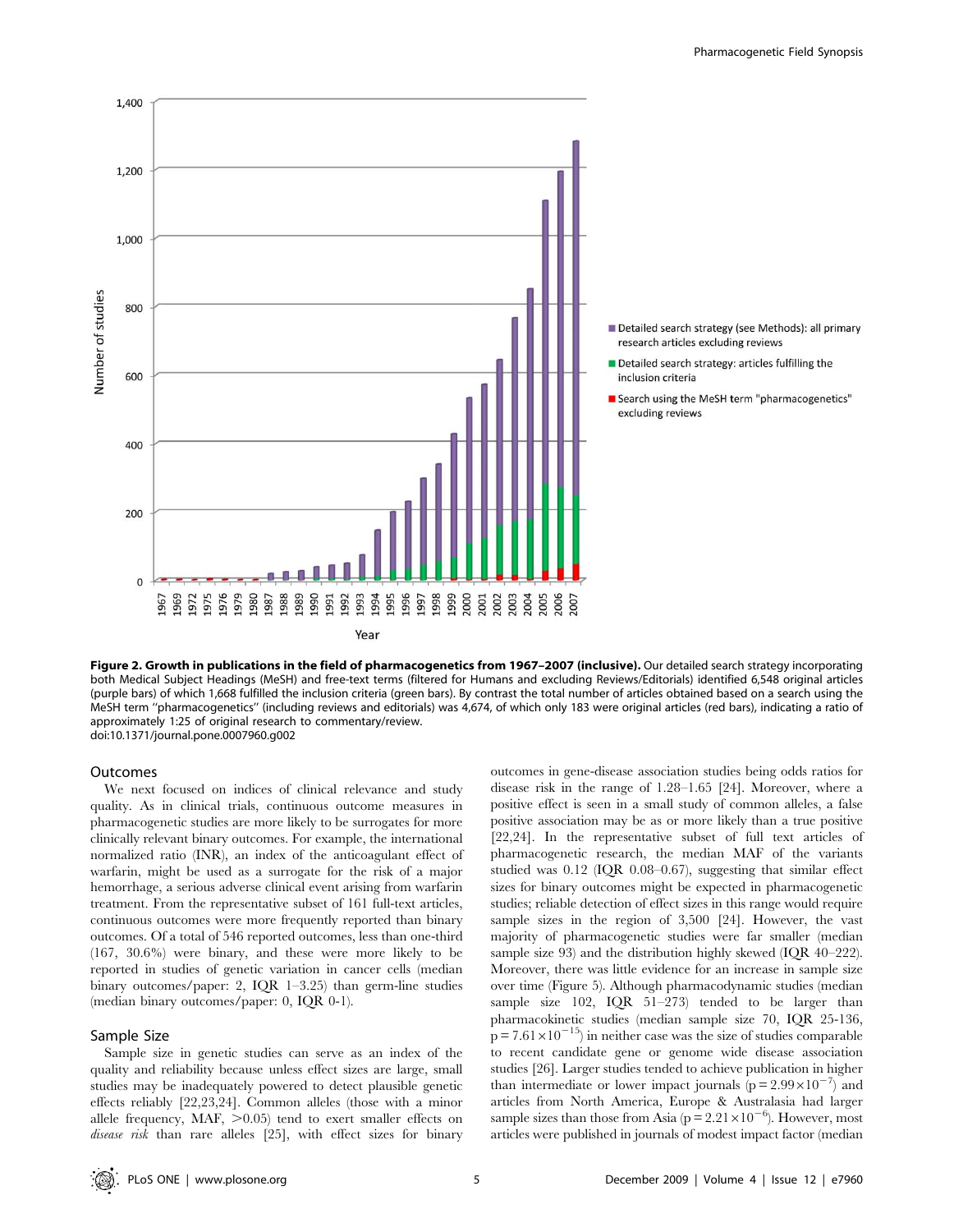Figure 2. Growth in publications in the field of pharmacogenetics from 1967–2007 (inclusive). Our detailed search strategy incorporating both Medical Subject Headings (MeSH) and free-text terms (filtered for Humans and excluding Reviews/Editorials) identified 6,548 original articles (purple bars) of which 1,668 fulfilled the inclusion criteria (green bars). By contrast the total number of articles obtained based on a search using the MeSH term "pharmacogenetics" (including reviews and editorials) was 4,674, of which only 183 were original articles (red bars), indicating a ratio of approximately 1:25 of original research to commentary/review.
doi:10.1371/journal.pone.0007960.g002

## Outcomes

We next focused on indices of clinical relevance and study quality. As in clinical trials, continuous outcome measures in pharmacogenetic studies are more likely to be surrogates for more clinically relevant binary outcomes. For example, the international normalized ratio (INR), an index of the anticoagulant effect of warfarin, might be used as a surrogate for the risk of a major hemorrhage, a serious adverse clinical event arising from warfarin treatment. From the representative subset of 161 full-text articles, continuous outcomes were more frequently reported than binary outcomes. Of a total of 546 reported outcomes, less than one-third (167, 30.6%) were binary, and these were more likely to be reported in studies of genetic variation in cancer cells (median binary outcomes/paper: 2, IQR 1–3.25) than germ-line studies (median binary outcomes/paper: 0, IQR 0-1).

## Sample Size

Sample size in genetic studies can serve as an index of the quality and reliability because unless effect sizes are large, small studies may be inadequately powered to detect plausible genetic effects reliably [22,23,24]. Common alleles (those with a minor allele frequency, MAF, >0.05) tend to exert smaller effects on *disease risk* than rare alleles [25], with effect sizes for binary outcomes in gene-disease association studies being odds ratios for disease risk in the range of 1.28–1.65 [24]. Moreover, where a positive effect is seen in a small study of common alleles, a false positive association may be as or more likely than a true positive [22,24]. In the representative subset of full text articles of pharmacogenetic research, the median MAF of the variants studied was 0.12 (IQR 0.08–0.67), suggesting that similar effect sizes for binary outcomes might be expected in pharmacogenetic studies; reliable detection of effect sizes in this range would require sample sizes in the region of 3,500 [24]. However, the vast majority of pharmacogenetic studies were far smaller (median sample size 93) and the distribution highly skewed (IQR 40–222). Moreover, there was little evidence for an increase in sample size over time (Figure 5). Although pharmacodynamic studies (median sample size 102, IQR 51–273) tended to be larger than pharmacokinetic studies (median sample size 70, IQR 25-136, $p = 7.61 \times 10^{-15}$) in neither case was the size of studies comparable to recent candidate gene or genome wide disease association studies [26]. Larger studies tended to achieve publication in higher than intermediate or lower impact journals ($p = 2.99 \times 10^{-7}$) and articles from North America, Europe & Australasia had larger sample sizes than those from Asia ($p = 2.21 \times 10^{-6}$). However, most articles were published in journals of modest impact factor (median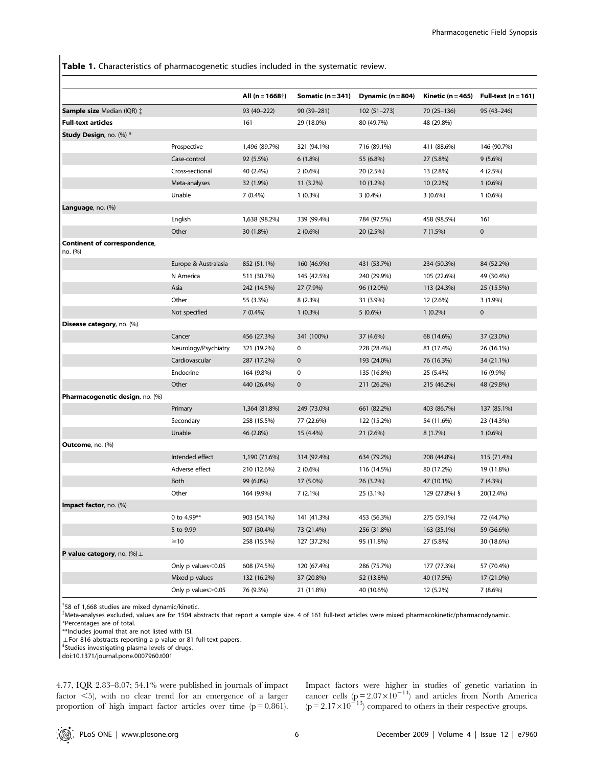**Table 1.** Characteristics of pharmacogenetic studies included in the systematic review.

| | | All (n = 1668†) | Somatic (n = 341) | Dynamic (n = 804) | Kinetic (n = 465) | Full-text (n = 161) |
|---|---|---|---|---|---|---|
| **Sample size** Median (IQR) ‡ | | 93 (40–222) | 90 (39–281) | 102 (51–273) | 70 (25–136) | 95 (43–246) |
| **Full-text articles** | | 161 | 29 (18.0%) | 80 (49.7%) | 48 (29.8%) | |
| **Study Design**, no. (%) * | | | | | | |
| | Prospective | 1,496 (89.7%) | 321 (94.1%) | 716 (89.1%) | 411 (88.6%) | 146 (90.7%) |
| | Case-control | 92 (5.5%) | 6 (1.8%) | 55 (6.8%) | 27 (5.8%) | 9 (5.6%) |
| | Cross-sectional | 40 (2.4%) | 2 (0.6%) | 20 (2.5%) | 13 (2.8%) | 4 (2.5%) |
| | Meta-analyses | 32 (1.9%) | 11 (3.2%) | 10 (1.2%) | 10 (2.2%) | 1 (0.6%) |
| | Unable | 7 (0.4%) | 1 (0.3%) | 3 (0.4%) | 3 (0.6%) | 1 (0.6%) |
| **Language**, no. (%) | | | | | | |
| | English | 1,638 (98.2%) | 339 (99.4%) | 784 (97.5%) | 458 (98.5%) | 161 |
| | Other | 30 (1.8%) | 2 (0.6%) | 20 (2.5%) | 7 (1.5%) | 0 |
| **Continent of correspondence**, no. (%) | | | | | | |
| | Europe & Australasia | 852 (51.1%) | 160 (46.9%) | 431 (53.7%) | 234 (50.3%) | 84 (52.2%) |
| | N America | 511 (30.7%) | 145 (42.5%) | 240 (29.9%) | 105 (22.6%) | 49 (30.4%) |
| | Asia | 242 (14.5%) | 27 (7.9%) | 96 (12.0%) | 113 (24.3%) | 25 (15.5%) |
| | Other | 55 (3.3%) | 8 (2.3%) | 31 (3.9%) | 12 (2.6%) | 3 (1.9%) |
| | Not specified | 7 (0.4%) | 1 (0.3%) | 5 (0.6%) | 1 (0.2%) | 0 |
| **Disease category**, no. (%) | | | | | | |
| | Cancer | 456 (27.3%) | 341 (100%) | 37 (4.6%) | 68 (14.6%) | 37 (23.0%) |
| | Neurology/Psychiatry | 321 (19.2%) | 0 | 228 (28.4%) | 81 (17.4%) | 26 (16.1%) |
| | Cardiovascular | 287 (17.2%) | 0 | 193 (24.0%) | 76 (16.3%) | 34 (21.1%) |
| | Endocrine | 164 (9.8%) | 0 | 135 (16.8%) | 25 (5.4%) | 16 (9.9%) |
| | Other | 440 (26.4%) | 0 | 211 (26.2%) | 215 (46.2%) | 48 (29.8%) |
| **Pharmacogenetic design**, no. (%) | | | | | | |
| | Primary | 1,364 (81.8%) | 249 (73.0%) | 661 (82.2%) | 403 (86.7%) | 137 (85.1%) |
| | Secondary | 258 (15.5%) | 77 (22.6%) | 122 (15.2%) | 54 (11.6%) | 23 (14.3%) |
| | Unable | 46 (2.8%) | 15 (4.4%) | 21 (2.6%) | 8 (1.7%) | 1 (0.6%) |
| **Outcome**, no. (%) | | | | | | |
| | Intended effect | 1,190 (71.6%) | 314 (92.4%) | 634 (79.2%) | 208 (44.8%) | 115 (71.4%) |
| | Adverse effect | 210 (12.6%) | 2 (0.6%) | 116 (14.5%) | 80 (17.2%) | 19 (11.8%) |
| | Both | 99 (6.0%) | 17 (5.0%) | 26 (3.2%) | 47 (10.1%) | 7 (4.3%) |
| | Other | 164 (9.9%) | 7 (2.1%) | 25 (3.1%) | 129 (27.8%) § | 20(12.4%) |
| **Impact factor**, no. (%) | | | | | | |
| | 0 to 4.99** | 903 (54.1%) | 141 (41.3%) | 453 (56.3%) | 275 (59.1%) | 72 (44.7%) |
| | 5 to 9.99 | 507 (30.4%) | 73 (21.4%) | 256 (31.8%) | 163 (35.1%) | 59 (36.6%) |
| | ≥10 | 258 (15.5%) | 127 (37.2%) | 95 (11.8%) | 27 (5.8%) | 30 (18.6%) |
| **P value category**, no. (%) ⊥ | | | | | | |
| | Only p values<0.05 | 608 (74.5%) | 120 (67.4%) | 286 (75.7%) | 177 (77.3%) | 57 (70.4%) |
| | Mixed p values | 132 (16.2%) | 37 (20.8%) | 52 (13.8%) | 40 (17.5%) | 17 (21.0%) |
| | Only p values>0.05 | 76 (9.3%) | 21 (11.8%) | 40 (10.6%) | 12 (5.2%) | 7 (8.6%) |

†58 of 1,668 studies are mixed dynamic/kinetic.
‡Meta-analyses excluded, values are for 1504 abstracts that report a sample size. 4 of 161 full-text articles were mixed pharmacokinetic/pharmacodynamic.
*Percentages are of total.
**Includes journal that are not listed with ISI.
⊥For 816 abstracts reporting a p value or 81 full-text papers.
§Studies investigating plasma levels of drugs.
doi:10.1371/journal.pone.0007960.t001

4.77, IQR 2.83–8.07; 54.1% were published in journals of impact factor <5), with no clear trend for an emergence of a larger proportion of high impact factor articles over time ($p = 0.861$). Impact factors were higher in studies of genetic variation in cancer cells ($p = 2.07 \times 10^{-14}$) and articles from North America ($p = 2.17 \times 10^{-13}$) compared to others in their respective groups.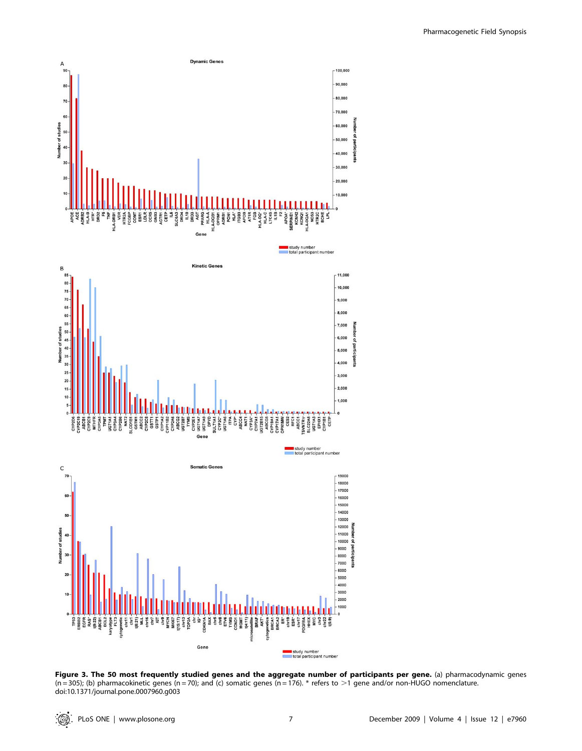**Figure 3. The 50 most frequently studied genes and the aggregate number of participants per gene.** (a) pharmacodynamic genes (n = 305); (b) pharmacokinetic genes (n = 70); and (c) somatic genes (n = 176). * refers to >1 gene and/or non-HUGO nomenclature.
doi:10.1371/journal.pone.0007960.g003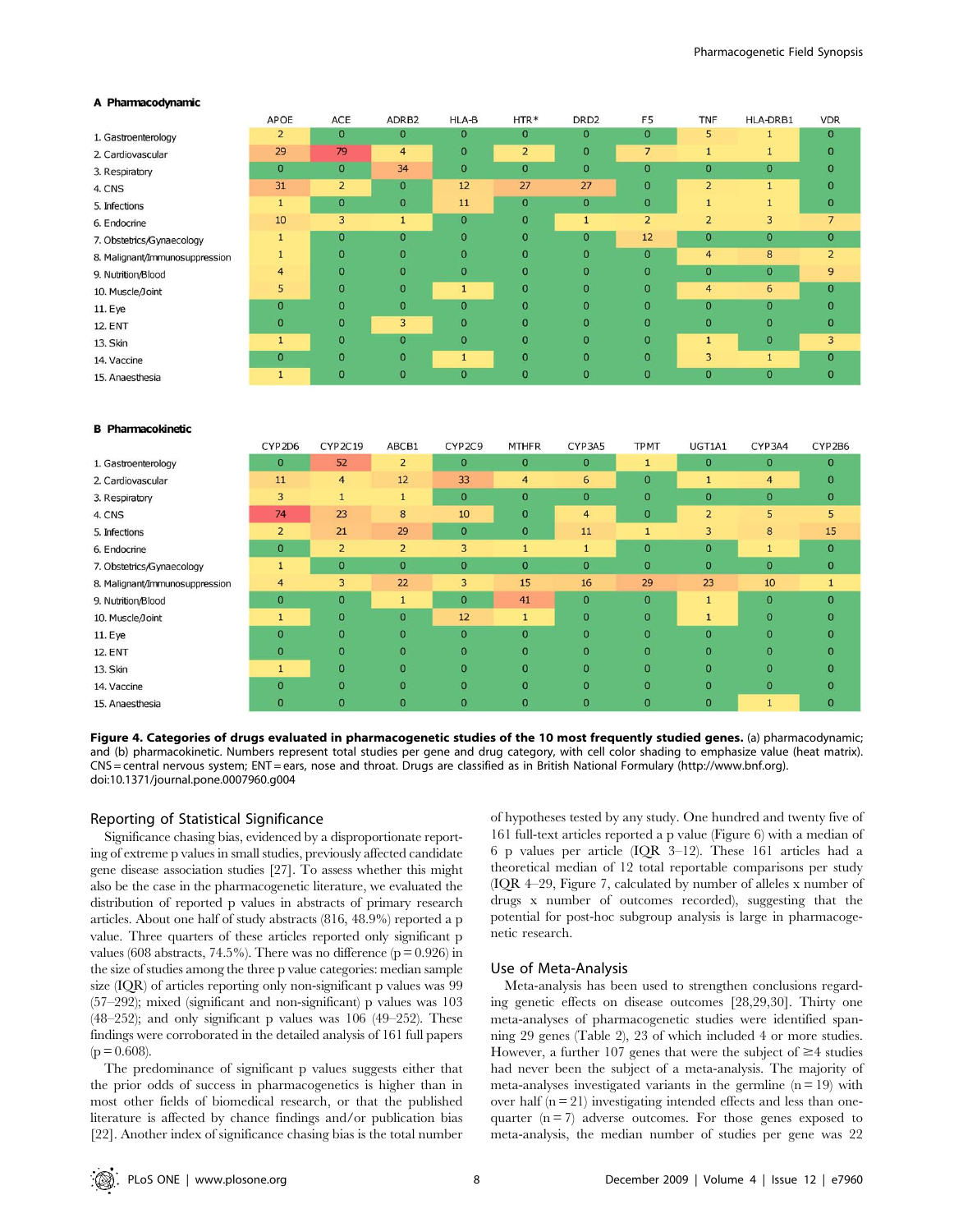**A Pharmacodynamic**

| | APOE | ACE | ADRB2 | HLA-B | HTR* | DRD2 | F5 | TNF | HLA-DRB1 | VDR |
|---|---|---|---|---|---|---|---|---|---|---|
| 1. Gastroenterology | 2 | 0 | 0 | 0 | 0 | 0 | 0 | 5 | 1 | 0 |
| 2. Cardiovascular | 29 | 79 | 4 | 0 | 2 | 0 | 7 | 1 | 1 | 0 |
| 3. Respiratory | 0 | 0 | 34 | 0 | 0 | 0 | 0 | 0 | 0 | 0 |
| 4. CNS | 31 | 2 | 0 | 12 | 27 | 27 | 0 | 2 | 1 | 0 |
| 5. Infections | 1 | 0 | 0 | 11 | 0 | 0 | 0 | 1 | 1 | 0 |
| 6. Endocrine | 10 | 3 | 1 | 0 | 0 | 1 | 2 | 2 | 3 | 7 |
| 7. Obstetrics/Gynaecology | 1 | 0 | 0 | 0 | 0 | 0 | 12 | 0 | 0 | 0 |
| 8. Malignant/Immunosuppression | 1 | 0 | 0 | 0 | 0 | 0 | 0 | 4 | 8 | 2 |
| 9. Nutrition/Blood | 4 | 0 | 0 | 0 | 0 | 0 | 0 | 0 | 0 | 9 |
| 10. Muscle/Joint | 5 | 0 | 0 | 1 | 0 | 0 | 0 | 4 | 6 | 0 |
| 11. Eye | 0 | 0 | 0 | 0 | 0 | 0 | 0 | 0 | 0 | 0 |
| 12. ENT | 0 | 0 | 3 | 0 | 0 | 0 | 0 | 0 | 0 | 0 |
| 13. Skin | 1 | 0 | 0 | 0 | 0 | 0 | 0 | 1 | 0 | 3 |
| 14. Vaccine | 0 | 0 | 0 | 1 | 0 | 0 | 0 | 3 | 1 | 0 |
| 15. Anaesthesia | 1 | 0 | 0 | 0 | 0 | 0 | 0 | 0 | 0 | 0 |

**B Pharmacokinetic**

| | CYP2D6 | CYP2C19 | ABCB1 | CYP2C9 | MTHFR | CYP3A5 | TPMT | UGT1A1 | CYP3A4 | CYP2B6 |
|---|---|---|---|---|---|---|---|---|---|---|
| 1. Gastroenterology | 0 | 52 | 2 | 0 | 0 | 0 | 1 | 0 | 0 | 0 |
| 2. Cardiovascular | 11 | 4 | 12 | 33 | 4 | 6 | 0 | 1 | 4 | 0 |
| 3. Respiratory | 3 | 1 | 1 | 0 | 0 | 0 | 0 | 0 | 0 | 0 |
| 4. CNS | 74 | 23 | 8 | 10 | 0 | 4 | 0 | 2 | 5 | 5 |
| 5. Infections | 2 | 21 | 29 | 0 | 0 | 11 | 1 | 3 | 8 | 15 |
| 6. Endocrine | 0 | 2 | 2 | 3 | 1 | 1 | 0 | 0 | 1 | 0 |
| 7. Obstetrics/Gynaecology | 1 | 0 | 0 | 0 | 0 | 0 | 0 | 0 | 0 | 0 |
| 8. Malignant/Immunosuppression | 4 | 3 | 22 | 3 | 15 | 16 | 29 | 23 | 10 | 1 |
| 9. Nutrition/Blood | 0 | 0 | 1 | 0 | 41 | 0 | 0 | 1 | 0 | 0 |
| 10. Muscle/Joint | 1 | 0 | 0 | 12 | 1 | 0 | 0 | 1 | 0 | 0 |
| 11. Eye | 0 | 0 | 0 | 0 | 0 | 0 | 0 | 0 | 0 | 0 |
| 12. ENT | 0 | 0 | 0 | 0 | 0 | 0 | 0 | 0 | 0 | 0 |
| 13. Skin | 1 | 0 | 0 | 0 | 0 | 0 | 0 | 0 | 0 | 0 |
| 14. Vaccine | 0 | 0 | 0 | 0 | 0 | 0 | 0 | 0 | 0 | 0 |
| 15. Anaesthesia | 0 | 0 | 0 | 0 | 0 | 0 | 0 | 0 | 1 | 0 |

**Figure 4. Categories of drugs evaluated in pharmacogenetic studies of the 10 most frequently studied genes.** (a) pharmacodynamic; and (b) pharmacokinetic. Numbers represent total studies per gene and drug category, with cell color shading to emphasize value (heat matrix). CNS = central nervous system; ENT = ears, nose and throat. Drugs are classified as in British National Formulary (http://www.bnf.org).
doi:10.1371/journal.pone.0007960.g004

## Reporting of Statistical Significance

Significance chasing bias, evidenced by a disproportionate reporting of extreme p values in small studies, previously affected candidate gene disease association studies [27]. To assess whether this might also be the case in the pharmacogenetic literature, we evaluated the distribution of reported p values in abstracts of primary research articles. About one half of study abstracts (816, 48.9%) reported a p value. Three quarters of these articles reported only significant p values (608 abstracts, 74.5%). There was no difference ($p = 0.926$) in the size of studies among the three p value categories: median sample size (IQR) of articles reporting only non-significant p values was 99 (57–292); mixed (significant and non-significant) p values was 103 (48–252); and only significant p values was 106 (49–252). These findings were corroborated in the detailed analysis of 161 full papers ($p = 0.608$).

The predominance of significant p values suggests either that the prior odds of success in pharmacogenetics is higher than in most other fields of biomedical research, or that the published literature is affected by chance findings and/or publication bias [22]. Another index of significance chasing bias is the total number of hypotheses tested by any study. One hundred and twenty five of 161 full-text articles reported a p value (Figure 6) with a median of 6 p values per article (IQR 3–12). These 161 articles had a theoretical median of 12 total reportable comparisons per study (IQR 4–29, Figure 7, calculated by number of alleles x number of drugs x number of outcomes recorded), suggesting that the potential for post-hoc subgroup analysis is large in pharmacogenetic research.

## Use of Meta-Analysis

Meta-analysis has been used to strengthen conclusions regarding genetic effects on disease outcomes [28,29,30]. Thirty one meta-analyses of pharmacogenetic studies were identified spanning 29 genes (Table 2), 23 of which included 4 or more studies. However, a further 107 genes that were the subject of ≥4 studies had never been the subject of a meta-analysis. The majority of meta-analyses investigated variants in the germline ($n = 19$) with over half ($n = 21$) investigating intended effects and less than one-quarter ($n = 7$) adverse outcomes. For those genes exposed to meta-analysis, the median number of studies per gene was 22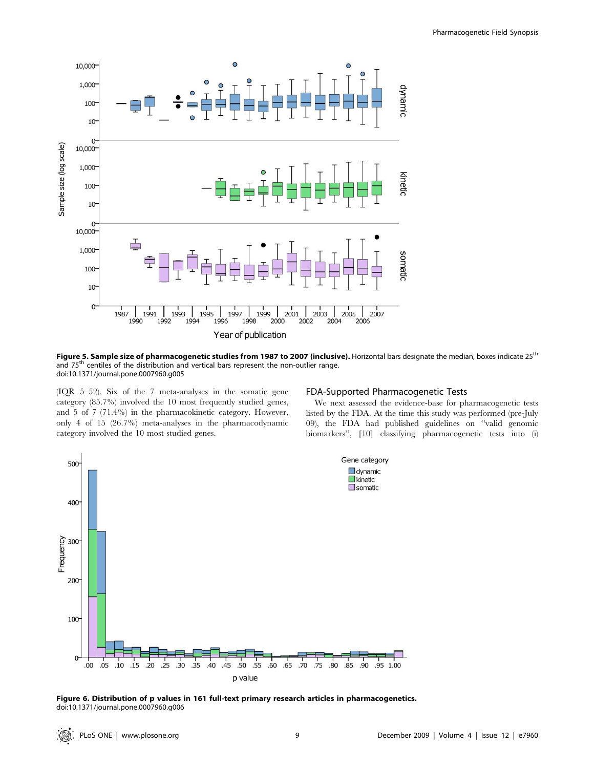Figure 5. Sample size of pharmacogenetic studies from 1987 to 2007 (inclusive). Horizontal bars designate the median, boxes indicate 25th and 75th centiles of the distribution and vertical bars represent the non-outlier range.
doi:10.1371/journal.pone.0007960.g005

(IQR 5–52). Six of the 7 meta-analyses in the somatic gene category (85.7%) involved the 10 most frequently studied genes, and 5 of 7 (71.4%) in the pharmacokinetic category. However, only 4 of 15 (26.7%) meta-analyses in the pharmacodynamic category involved the 10 most studied genes.

## FDA-Supported Pharmacogenetic Tests

We next assessed the evidence-base for pharmacogenetic tests listed by the FDA. At the time this study was performed (pre-July 09), the FDA had published guidelines on "valid genomic biomarkers", [10] classifying pharmacogenetic tests into (i)

Figure 6. Distribution of p values in 161 full-text primary research articles in pharmacogenetics.
doi:10.1371/journal.pone.0007960.g006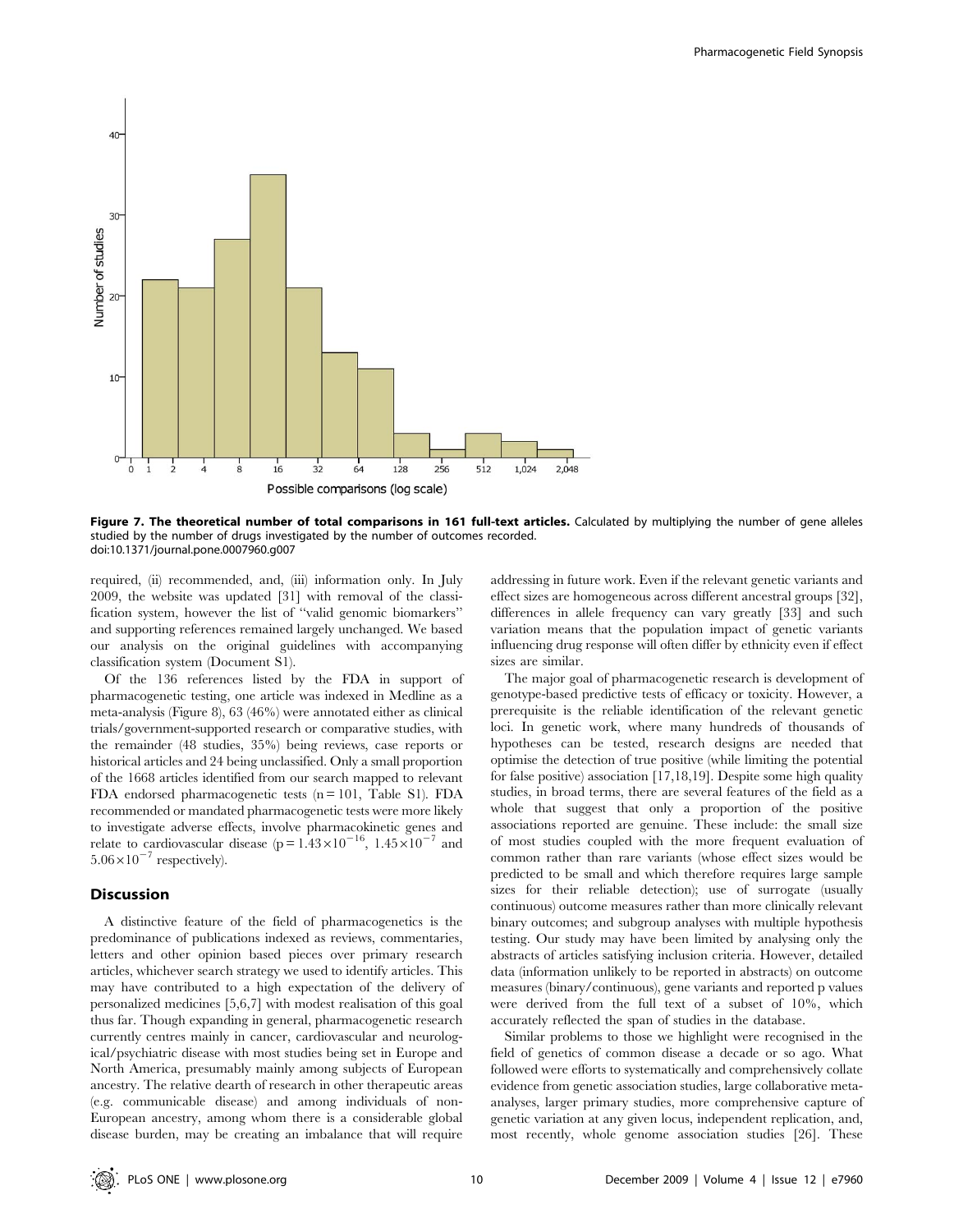**Figure 7. The theoretical number of total comparisons in 161 full-text articles.** Calculated by multiplying the number of gene alleles studied by the number of drugs investigated by the number of outcomes recorded.
doi:10.1371/journal.pone.0007960.g007

required, (ii) recommended, and, (iii) information only. In July 2009, the website was updated [31] with removal of the classification system, however the list of "valid genomic biomarkers" and supporting references remained largely unchanged. We based our analysis on the original guidelines with accompanying classification system (Document S1).

Of the 136 references listed by the FDA in support of pharmacogenetic testing, one article was indexed in Medline as a meta-analysis (Figure 8), 63 (46%) were annotated either as clinical trials/government-supported research or comparative studies, with the remainder (48 studies, 35%) being reviews, case reports or historical articles and 24 being unclassified. Only a small proportion of the 1668 articles identified from our search mapped to relevant FDA endorsed pharmacogenetic tests (n = 101, Table S1). FDA recommended or mandated pharmacogenetic tests were more likely to investigate adverse effects, involve pharmacokinetic genes and relate to cardiovascular disease ($p = 1.43 \times 10^{-16}$, $1.45 \times 10^{-7}$ and $5.06 \times 10^{-7}$ respectively).

## Discussion

A distinctive feature of the field of pharmacogenetics is the predominance of publications indexed as reviews, commentaries, letters and other opinion based pieces over primary research articles, whichever search strategy we used to identify articles. This may have contributed to a high expectation of the delivery of personalized medicines [5,6,7] with modest realisation of this goal thus far. Though expanding in general, pharmacogenetic research currently centres mainly in cancer, cardiovascular and neurological/psychiatric disease with most studies being set in Europe and North America, presumably mainly among subjects of European ancestry. The relative dearth of research in other therapeutic areas (e.g. communicable disease) and among individuals of non-European ancestry, among whom there is a considerable global disease burden, may be creating an imbalance that will require addressing in future work. Even if the relevant genetic variants and effect sizes are homogeneous across different ancestral groups [32], differences in allele frequency can vary greatly [33] and such variation means that the population impact of genetic variants influencing drug response will often differ by ethnicity even if effect sizes are similar.

The major goal of pharmacogenetic research is development of genotype-based predictive tests of efficacy or toxicity. However, a prerequisite is the reliable identification of the relevant genetic loci. In genetic work, where many hundreds of thousands of hypotheses can be tested, research designs are needed that optimise the detection of true positive (while limiting the potential for false positive) association [17,18,19]. Despite some high quality studies, in broad terms, there are several features of the field as a whole that suggest that only a proportion of the positive associations reported are genuine. These include: the small size of most studies coupled with the more frequent evaluation of common rather than rare variants (whose effect sizes would be predicted to be small and which therefore requires large sample sizes for their reliable detection); use of surrogate (usually continuous) outcome measures rather than more clinically relevant binary outcomes; and subgroup analyses with multiple hypothesis testing. Our study may have been limited by analysing only the abstracts of articles satisfying inclusion criteria. However, detailed data (information unlikely to be reported in abstracts) on outcome measures (binary/continuous), gene variants and reported p values were derived from the full text of a subset of 10%, which accurately reflected the span of studies in the database.

Similar problems to those we highlight were recognised in the field of genetics of common disease a decade or so ago. What followed were efforts to systematically and comprehensively collate evidence from genetic association studies, large collaborative meta-analyses, larger primary studies, more comprehensive capture of genetic variation at any given locus, independent replication, and, most recently, whole genome association studies [26]. These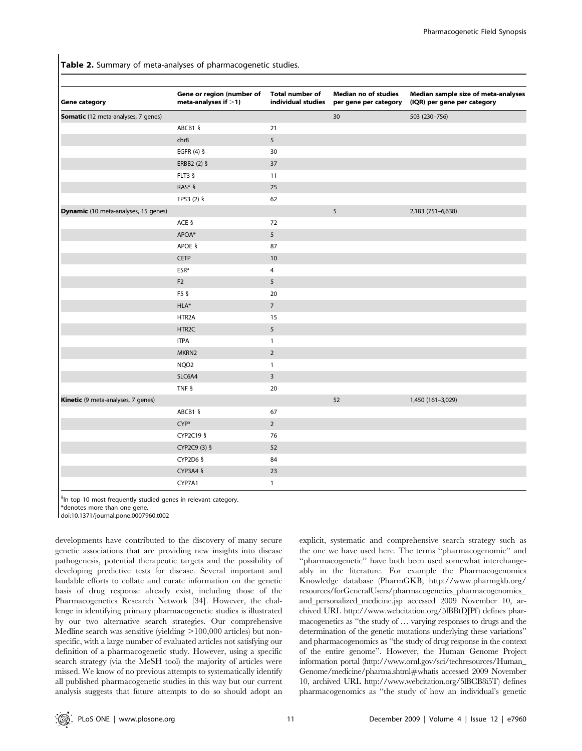**Table 2.** Summary of meta-analyses of pharmacogenetic studies.

| Gene category | Gene or region (number of meta-analyses if >1) | Total number of individual studies | Median no of studies per gene per category | Median sample size of meta-analyses (IQR) per gene per category |
|---|---|---|---|---|
| **Somatic** (12 meta-analyses, 7 genes) | | | 30 | 503 (230–756) |
| | ABCB1 § | 21 | | |
| | chr8 | 5 | | |
| | EGFR (4) § | 30 | | |
| | ERBB2 (2) § | 37 | | |
| | FLT3 § | 11 | | |
| | RAS* § | 25 | | |
| | TP53 (2) § | 62 | | |
| **Dynamic** (10 meta-analyses, 15 genes) | | | 5 | 2,183 (751–6,638) |
| | ACE § | 72 | | |
| | APOA* | 5 | | |
| | APOE § | 87 | | |
| | CETP | 10 | | |
| | ESR* | 4 | | |
| | F2 | 5 | | |
| | F5 § | 20 | | |
| | HLA* | 7 | | |
| | HTR2A | 15 | | |
| | HTR2C | 5 | | |
| | ITPA | 1 | | |
| | MKRN2 | 2 | | |
| | NQO2 | 1 | | |
| | SLC6A4 | 3 | | |
| | TNF § | 20 | | |
| **Kinetic** (9 meta-analyses, 7 genes) | | | 52 | 1,450 (161–3,029) |
| | ABCB1 § | 67 | | |
| | CYP* | 2 | | |
| | CYP2C19 § | 76 | | |
| | CYP2C9 (3) § | 52 | | |
| | CYP2D6 § | 84 | | |
| | CYP3A4 § | 23 | | |
| | CYP7A1 | 1 | | |

§In top 10 most frequently studied genes in relevant category.
*denotes more than one gene.
doi:10.1371/journal.pone.0007960.t002

developments have contributed to the discovery of many secure genetic associations that are providing new insights into disease pathogenesis, potential therapeutic targets and the possibility of developing predictive tests for disease. Several important and laudable efforts to collate and curate information on the genetic basis of drug response already exist, including those of the Pharmacogenetics Research Network [34]. However, the challenge in identifying primary pharmacogenetic studies is illustrated by our two alternative search strategies. Our comprehensive Medline search was sensitive (yielding >100,000 articles) but non-specific, with a large number of evaluated articles not satisfying our definition of a pharmacogenetic study. However, using a specific search strategy (via the MeSH tool) the majority of articles were missed. We know of no previous attempts to systematically identify all published pharmacogenetic studies in this way but our current analysis suggests that future attempts to do so should adopt an explicit, systematic and comprehensive search strategy such as the one we have used here. The terms "pharmacogenomic" and "pharmacogenetic" have both been used somewhat interchangeably in the literature. For example the Pharmacogenomics Knowledge database (PharmGKB; http://www.pharmgkb.org/resources/forGeneralUsers/pharmacogenetics_pharmacogenomics_and_personalized_medicine.jsp accessed 2009 November 10, archived URL http://www.webcitation.org/5lBBtDJPf) defines pharmacogenetics as "the study of … varying responses to drugs and the determination of the genetic mutations underlying these variations" and pharmacogenomics as "the study of drug response in the context of the entire genome". However, the Human Genome Project information portal (http://www.ornl.gov/sci/techresources/Human_Genome/medicine/pharma.shtml#whatis accessed 2009 November 10, archived URL http://www.webcitation.org/5lBCB8i5T) defines pharmacogenomics as "the study of how an individual's genetic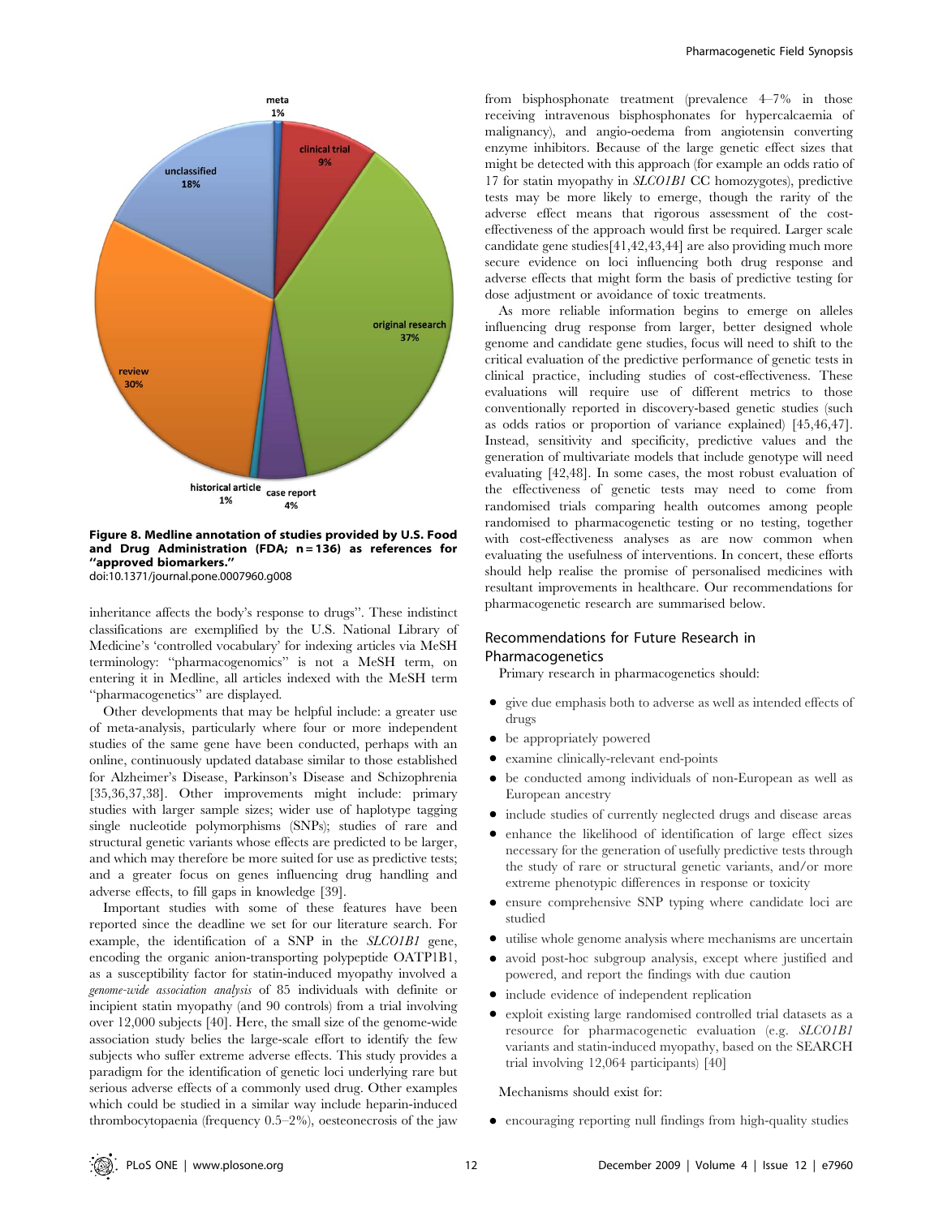meta
1%

clinical trial
9%

unclassified
18%

original research
37%

review
30%

historical article
1%

case report
4%

**Figure 8. Medline annotation of studies provided by U.S. Food and Drug Administration (FDA; n = 136) as references for "approved biomarkers."**
doi:10.1371/journal.pone.0007960.g008

inheritance affects the body's response to drugs". These indistinct classifications are exemplified by the U.S. National Library of Medicine's 'controlled vocabulary' for indexing articles via MeSH terminology: "pharmacogenomics" is not a MeSH term, on entering it in Medline, all articles indexed with the MeSH term "pharmacogenetics" are displayed.

Other developments that may be helpful include: a greater use of meta-analysis, particularly where four or more independent studies of the same gene have been conducted, perhaps with an online, continuously updated database similar to those established for Alzheimer's Disease, Parkinson's Disease and Schizophrenia [35,36,37,38]. Other improvements might include: primary studies with larger sample sizes; wider use of haplotype tagging single nucleotide polymorphisms (SNPs); studies of rare and structural genetic variants whose effects are predicted to be larger, and which may therefore be more suited for use as predictive tests; and a greater focus on genes influencing drug handling and adverse effects, to fill gaps in knowledge [39].

Important studies with some of these features have been reported since the deadline we set for our literature search. For example, the identification of a SNP in the *SLCO1B1* gene, encoding the organic anion-transporting polypeptide OATP1B1, as a susceptibility factor for statin-induced myopathy involved a *genome-wide association analysis* of 85 individuals with definite or incipient statin myopathy (and 90 controls) from a trial involving over 12,000 subjects [40]. Here, the small size of the genome-wide association study belies the large-scale effort to identify the few subjects who suffer extreme adverse effects. This study provides a paradigm for the identification of genetic loci underlying rare but serious adverse effects of a commonly used drug. Other examples which could be studied in a similar way include heparin-induced thrombocytopaenia (frequency 0.5–2%), oesteonecrosis of the jaw from bisphosphonate treatment (prevalence 4–7% in those receiving intravenous bisphosphonates for hypercalcaemia of malignancy), and angio-oedema from angiotensin converting enzyme inhibitors. Because of the large genetic effect sizes that might be detected with this approach (for example an odds ratio of 17 for statin myopathy in *SLCO1B1* CC homozygotes), predictive tests may be more likely to emerge, though the rarity of the adverse effect means that rigorous assessment of the cost-effectiveness of the approach would first be required. Larger scale candidate gene studies[41,42,43,44] are also providing much more secure evidence on loci influencing both drug response and adverse effects that might form the basis of predictive testing for dose adjustment or avoidance of toxic treatments.

As more reliable information begins to emerge on alleles influencing drug response from larger, better designed whole genome and candidate gene studies, focus will need to shift to the critical evaluation of the predictive performance of genetic tests in clinical practice, including studies of cost-effectiveness. These evaluations will require use of different metrics to those conventionally reported in discovery-based genetic studies (such as odds ratios or proportion of variance explained) [45,46,47]. Instead, sensitivity and specificity, predictive values and the generation of multivariate models that include genotype will need evaluating [42,48]. In some cases, the most robust evaluation of the effectiveness of genetic tests may need to come from randomised trials comparing health outcomes among people randomised to pharmacogenetic testing or no testing, together with cost-effectiveness analyses as are now common when evaluating the usefulness of interventions. In concert, these efforts should help realise the promise of personalised medicines with resultant improvements in healthcare. Our recommendations for pharmacogenetic research are summarised below.

## Recommendations for Future Research in Pharmacogenetics

Primary research in pharmacogenetics should:

- give due emphasis both to adverse as well as intended effects of drugs
- be appropriately powered
- examine clinically-relevant end-points
- be conducted among individuals of non-European as well as European ancestry
- include studies of currently neglected drugs and disease areas
- enhance the likelihood of identification of large effect sizes necessary for the generation of usefully predictive tests through the study of rare or structural genetic variants, and/or more extreme phenotypic differences in response or toxicity
- ensure comprehensive SNP typing where candidate loci are studied
- utilise whole genome analysis where mechanisms are uncertain
- avoid post-hoc subgroup analysis, except where justified and powered, and report the findings with due caution
- include evidence of independent replication
- exploit existing large randomised controlled trial datasets as a resource for pharmacogenetic evaluation (e.g. *SLCO1B1* variants and statin-induced myopathy, based on the SEARCH trial involving 12,064 participants) [40]

Mechanisms should exist for:

- encouraging reporting null findings from high-quality studies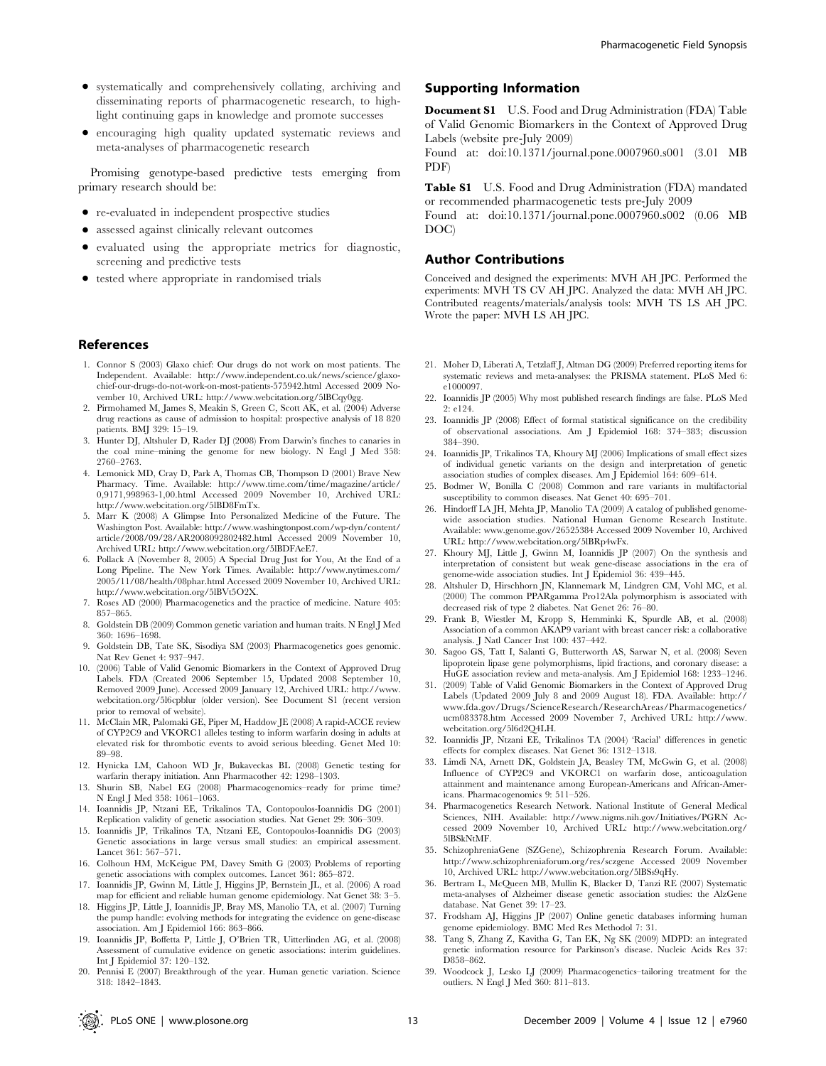- systematically and comprehensively collating, archiving and disseminating reports of pharmacogenetic research, to highlight continuing gaps in knowledge and promote successes
- encouraging high quality updated systematic reviews and meta-analyses of pharmacogenetic research

Promising genotype-based predictive tests emerging from primary research should be:

- re-evaluated in independent prospective studies
- assessed against clinically relevant outcomes
- evaluated using the appropriate metrics for diagnostic, screening and predictive tests
- tested where appropriate in randomised trials

## Supporting Information

**Document S1** U.S. Food and Drug Administration (FDA) Table of Valid Genomic Biomarkers in the Context of Approved Drug Labels (website pre-July 2009)
Found at: doi:10.1371/journal.pone.0007960.s001 (3.01 MB PDF)

**Table S1** U.S. Food and Drug Administration (FDA) mandated or recommended pharmacogenetic tests pre-July 2009
Found at: doi:10.1371/journal.pone.0007960.s002 (0.06 MB DOC)

## Author Contributions

Conceived and designed the experiments: MVH AH JPC. Performed the experiments: MVH TS CV AH JPC. Analyzed the data: MVH AH JPC. Contributed reagents/materials/analysis tools: MVH TS LS AH JPC. Wrote the paper: MVH LS AH JPC.

## References

1. Connor S (2003) Glaxo chief: Our drugs do not work on most patients. The Independent. Available: http://www.independent.co.uk/news/science/glaxo-chief-our-drugs-do-not-work-on-most-patients-575942.html Accessed 2009 November 10, Archived URL: http://www.webcitation.org/5lBCqy0gg.
2. Pirmohamed M, James S, Meakin S, Green C, Scott AK, et al. (2004) Adverse drug reactions as cause of admission to hospital: prospective analysis of 18 820 patients. BMJ 329: 15–19.
3. Hunter DJ, Altshuler D, Rader DJ (2008) From Darwin's finches to canaries in the coal mine–mining the genome for new biology. N Engl J Med 358: 2760–2763.
4. Lemonick MD, Cray D, Park A, Thomas CB, Thompson D (2001) Brave New Pharmacy. Time. Available: http://www.time.com/time/magazine/article/0,9171,998963-1,00.html Accessed 2009 November 10, Archived URL: http://www.webcitation.org/5lBD8FmTx.
5. Marr K (2008) A Glimpse Into Personalized Medicine of the Future. The Washington Post. Available: http://www.washingtonpost.com/wp-dyn/content/article/2008/09/28/AR2008092802482.html Accessed 2009 November 10, Archived URL: http://www.webcitation.org/5lBDFAeE7.
6. Pollack A (November 8, 2005) A Special Drug Just for You, At the End of a Long Pipeline. The New York Times. Available: http://www.nytimes.com/2005/11/08/health/08phar.html Accessed 2009 November 10, Archived URL: http://www.webcitation.org/5lBVt5O2X.
7. Roses AD (2000) Pharmacogenetics and the practice of medicine. Nature 405: 857–865.
8. Goldstein DB (2009) Common genetic variation and human traits. N Engl J Med 360: 1696–1698.
9. Goldstein DB, Tate SK, Sisodiya SM (2003) Pharmacogenetics goes genomic. Nat Rev Genet 4: 937–947.
10. (2006) Table of Valid Genomic Biomarkers in the Context of Approved Drug Labels. FDA (Created 2006 September 15, Updated 2008 September 10, Removed 2009 June). Accessed 2009 January 12, Archived URL: http://www.webcitation.org/5l6cpblur (older version). See Document S1 (recent version prior to removal of website).
11. McClain MR, Palomaki GE, Piper M, Haddow JE (2008) A rapid-ACCE review of CYP2C9 and VKORC1 alleles testing to inform warfarin dosing in adults at elevated risk for thrombotic events to avoid serious bleeding. Genet Med 10: 89–98.
12. Hynicka LM, Cahoon WD Jr, Bukaveckas BL (2008) Genetic testing for warfarin therapy initiation. Ann Pharmacother 42: 1298–1303.
13. Shurin SB, Nabel EG (2008) Pharmacogenomics–ready for prime time? N Engl J Med 358: 1061–1063.
14. Ioannidis JP, Ntzani EE, Trikalinos TA, Contopoulos-Ioannidis DG (2001) Replication validity of genetic association studies. Nat Genet 29: 306–309.
15. Ioannidis JP, Trikalinos TA, Ntzani EE, Contopoulos-Ioannidis DG (2003) Genetic associations in large versus small studies: an empirical assessment. Lancet 361: 567–571.
16. Colhoun HM, McKeigue PM, Davey Smith G (2003) Problems of reporting genetic associations with complex outcomes. Lancet 361: 865–872.
17. Ioannidis JP, Gwinn M, Little J, Higgins JP, Bernstein JL, et al. (2006) A road map for efficient and reliable human genome epidemiology. Nat Genet 38: 3–5.
18. Higgins JP, Little J, Ioannidis JP, Bray MS, Manolio TA, et al. (2007) Turning the pump handle: evolving methods for integrating the evidence on gene-disease association. Am J Epidemiol 166: 863–866.
19. Ioannidis JP, Boffetta P, Little J, O'Brien TR, Uitterlinden AG, et al. (2008) Assessment of cumulative evidence on genetic associations: interim guidelines. Int J Epidemiol 37: 120–132.
20. Pennisi E (2007) Breakthrough of the year. Human genetic variation. Science 318: 1842–1843.
21. Moher D, Liberati A, Tetzlaff J, Altman DG (2009) Preferred reporting items for systematic reviews and meta-analyses: the PRISMA statement. PLoS Med 6: e1000097.
22. Ioannidis JP (2005) Why most published research findings are false. PLoS Med 2: e124.
23. Ioannidis JP (2008) Effect of formal statistical significance on the credibility of observational associations. Am J Epidemiol 168: 374–383; discussion 384–390.
24. Ioannidis JP, Trikalinos TA, Khoury MJ (2006) Implications of small effect sizes of individual genetic variants on the design and interpretation of genetic association studies of complex diseases. Am J Epidemiol 164: 609–614.
25. Bodmer W, Bonilla C (2008) Common and rare variants in multifactorial susceptibility to common diseases. Nat Genet 40: 695–701.
26. Hindorff LA JH, Mehta JP, Manolio TA (2009) A catalog of published genome-wide association studies. National Human Genome Research Institute. Available: www.genome.gov/26525384 Accessed 2009 November 10, Archived URL: http://www.webcitation.org/5lBRp4wFx.
27. Khoury MJ, Little J, Gwinn M, Ioannidis JP (2007) On the synthesis and interpretation of consistent but weak gene-disease associations in the era of genome-wide association studies. Int J Epidemiol 36: 439–445.
28. Altshuler D, Hirschhorn JN, Klannemark M, Lindgren CM, Vohl MC, et al. (2000) The common PPARgamma Pro12Ala polymorphism is associated with decreased risk of type 2 diabetes. Nat Genet 26: 76–80.
29. Frank B, Wiestler M, Kropp S, Hemminki K, Spurdle AB, et al. (2008) Association of a common AKAP9 variant with breast cancer risk: a collaborative analysis. J Natl Cancer Inst 100: 437–442.
30. Sagoo GS, Tatt I, Salanti G, Butterworth AS, Sarwar N, et al. (2008) Seven lipoprotein lipase gene polymorphisms, lipid fractions, and coronary disease: a HuGE association review and meta-analysis. Am J Epidemiol 168: 1233–1246.
31. (2009) Table of Valid Genomic Biomarkers in the Context of Approved Drug Labels (Updated 2009 July 8 and 2009 August 18). FDA. Available: http://www.fda.gov/Drugs/ScienceResearch/ResearchAreas/Pharmacogenetics/ucm083378.htm Accessed 2009 November 7, Archived URL: http://www.webcitation.org/5l6d2Q4LH.
32. Ioannidis JP, Ntzani EE, Trikalinos TA (2004) 'Racial' differences in genetic effects for complex diseases. Nat Genet 36: 1312–1318.
33. Limdi NA, Arnett DK, Goldstein JA, Beasley TM, McGwin G, et al. (2008) Influence of CYP2C9 and VKORC1 on warfarin dose, anticoagulation attainment and maintenance among European-Americans and African-Americans. Pharmacogenomics 9: 511–526.
34. Pharmacogenetics Research Network. National Institute of General Medical Sciences, NIH. Available: http://www.nigms.nih.gov/Initiatives/PGRN Accessed 2009 November 10, Archived URL: http://www.webcitation.org/5lBSkNtMF.
35. SchizophreniaGene (SZGene), Schizophrenia Research Forum. Available: http://www.schizophreniaforum.org/res/sczgene Accessed 2009 November 10, Archived URL: http://www.webcitation.org/5lBSs9qHy.
36. Bertram L, McQueen MB, Mullin K, Blacker D, Tanzi RE (2007) Systematic meta-analyses of Alzheimer disease genetic association studies: the AlzGene database. Nat Genet 39: 17–23.
37. Frodsham AJ, Higgins JP (2007) Online genetic databases informing human genome epidemiology. BMC Med Res Methodol 7: 31.
38. Tang S, Zhang Z, Kavitha G, Tan EK, Ng SK (2009) MDPD: an integrated genetic information resource for Parkinson's disease. Nucleic Acids Res 37: D858–862.
39. Woodcock J, Lesko LJ (2009) Pharmacogenetics–tailoring treatment for the outliers. N Engl J Med 360: 811–813.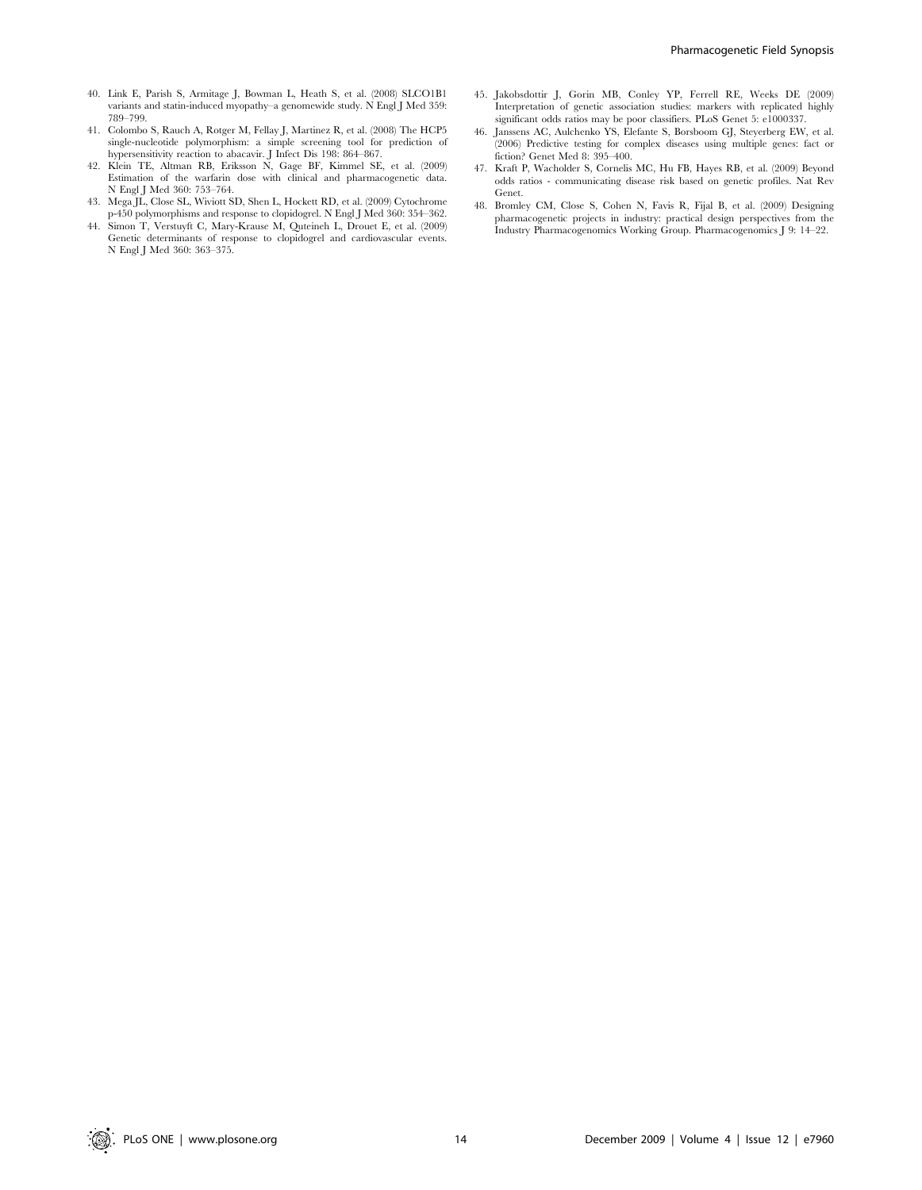40. Link E, Parish S, Armitage J, Bowman L, Heath S, et al. (2008) SLCO1B1 variants and statin-induced myopathy–a genomewide study. N Engl J Med 359: 789–799.
41. Colombo S, Rauch A, Rotger M, Fellay J, Martinez R, et al. (2008) The HCP5 single-nucleotide polymorphism: a simple screening tool for prediction of hypersensitivity reaction to abacavir. J Infect Dis 198: 864–867.
42. Klein TE, Altman RB, Eriksson N, Gage BF, Kimmel SE, et al. (2009) Estimation of the warfarin dose with clinical and pharmacogenetic data. N Engl J Med 360: 753–764.
43. Mega JL, Close SL, Wiviott SD, Shen L, Hockett RD, et al. (2009) Cytochrome p-450 polymorphisms and response to clopidogrel. N Engl J Med 360: 354–362.
44. Simon T, Verstuyft C, Mary-Krause M, Quteineh L, Drouet E, et al. (2009) Genetic determinants of response to clopidogrel and cardiovascular events. N Engl J Med 360: 363–375.
45. Jakobsdottir J, Gorin MB, Conley YP, Ferrell RE, Weeks DE (2009) Interpretation of genetic association studies: markers with replicated highly significant odds ratios may be poor classifiers. PLoS Genet 5: e1000337.
46. Janssens AC, Aulchenko YS, Elefante S, Borsboom GJ, Steyerberg EW, et al. (2006) Predictive testing for complex diseases using multiple genes: fact or fiction? Genet Med 8: 395–400.
47. Kraft P, Wacholder S, Cornelis MC, Hu FB, Hayes RB, et al. (2009) Beyond odds ratios - communicating disease risk based on genetic profiles. Nat Rev Genet.
48. Bromley CM, Close S, Cohen N, Favis R, Fijal B, et al. (2009) Designing pharmacogenetic projects in industry: practical design perspectives from the Industry Pharmacogenomics Working Group. Pharmacogenomics J 9: 14–22.